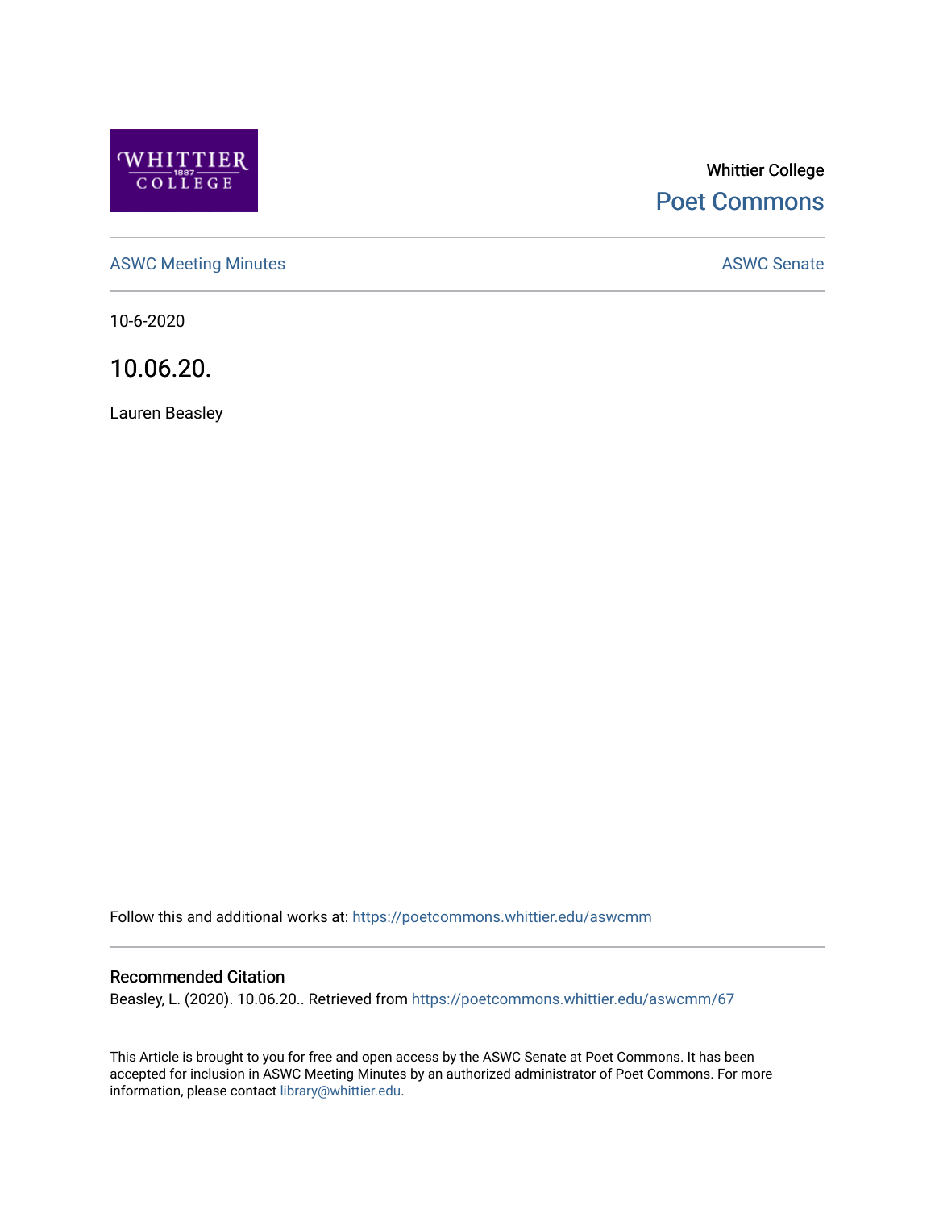Whittier College

Poet Commons

ASWC Meeting Minutes

ASWC Senate

10-6-2020

# 10.06.20.

Lauren Beasley

Follow this and additional works at: https://poetcommons.whittier.edu/aswcmm

## Recommended Citation

Beasley, L. (2020). 10.06.20.. Retrieved from https://poetcommons.whittier.edu/aswcmm/67

This Article is brought to you for free and open access by the ASWC Senate at Poet Commons. It has been accepted for inclusion in ASWC Meeting Minutes by an authorized administrator of Poet Commons. For more information, please contact library@whittier.edu.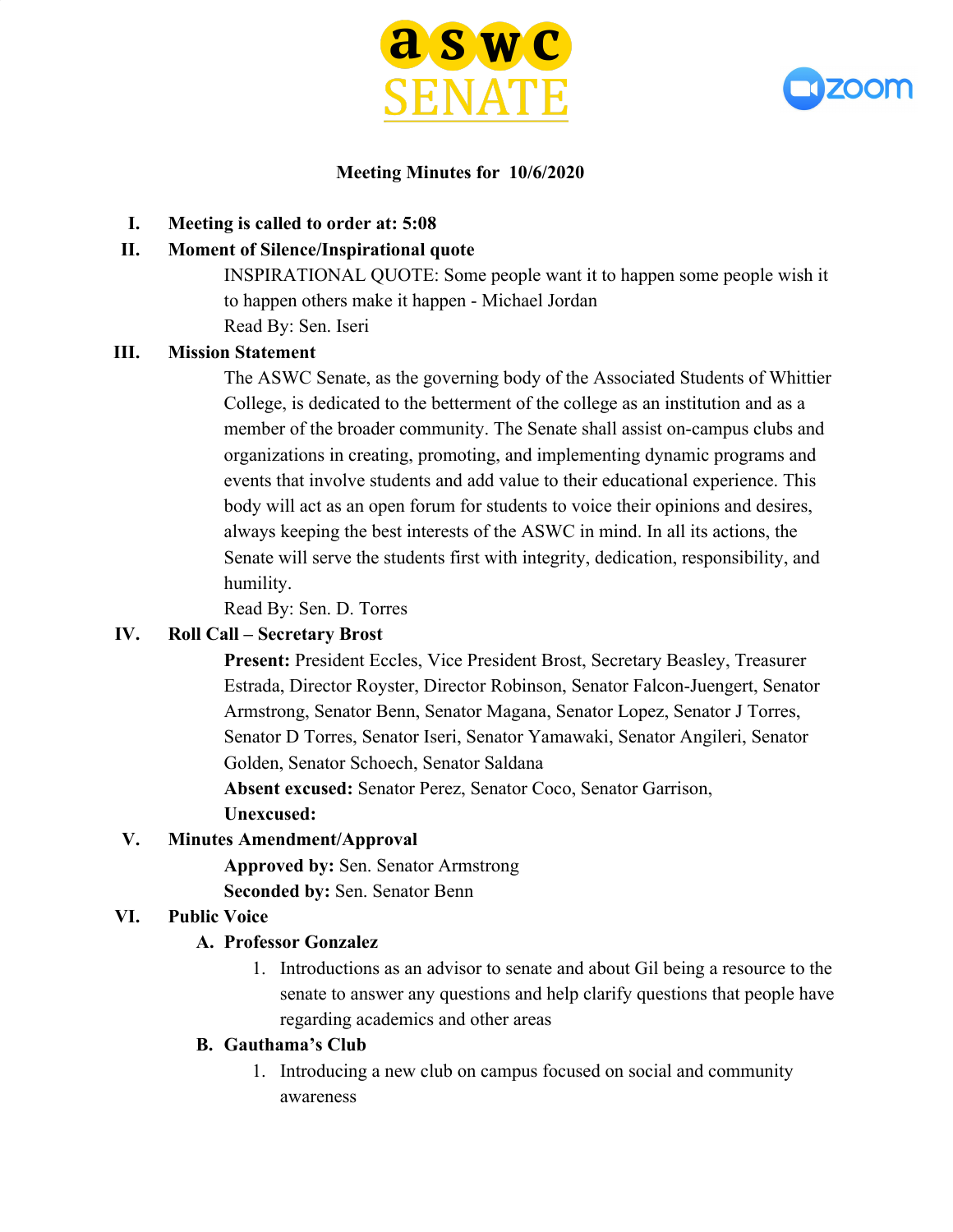**ASWC SENATE**

**Meeting Minutes for 10/6/2020**

I. **Meeting is called to order at: 5:08**

II. **Moment of Silence/Inspirational quote**

INSPIRATIONAL QUOTE: Some people want it to happen some people wish it to happen others make it happen - Michael Jordan

Read By: Sen. Iseri

III. **Mission Statement**

The ASWC Senate, as the governing body of the Associated Students of Whittier College, is dedicated to the betterment of the college as an institution and as a member of the broader community. The Senate shall assist on-campus clubs and organizations in creating, promoting, and implementing dynamic programs and events that involve students and add value to their educational experience. This body will act as an open forum for students to voice their opinions and desires, always keeping the best interests of the ASWC in mind. In all its actions, the Senate will serve the students first with integrity, dedication, responsibility, and humility.

Read By: Sen. D. Torres

IV. **Roll Call – Secretary Brost**

**Present:** President Eccles, Vice President Brost, Secretary Beasley, Treasurer Estrada, Director Royster, Director Robinson, Senator Falcon-Juengert, Senator Armstrong, Senator Benn, Senator Magana, Senator Lopez, Senator J Torres, Senator D Torres, Senator Iseri, Senator Yamawaki, Senator Angileri, Senator Golden, Senator Schoech, Senator Saldana

**Absent excused:** Senator Perez, Senator Coco, Senator Garrison,

**Unexcused:**

V. **Minutes Amendment/Approval**

**Approved by:** Sen. Senator Armstrong

**Seconded by:** Sen. Senator Benn

VI. **Public Voice**

A. **Professor Gonzalez**

1. Introductions as an advisor to senate and about Gil being a resource to the senate to answer any questions and help clarify questions that people have regarding academics and other areas

B. **Gauthama's Club**

1. Introducing a new club on campus focused on social and community awareness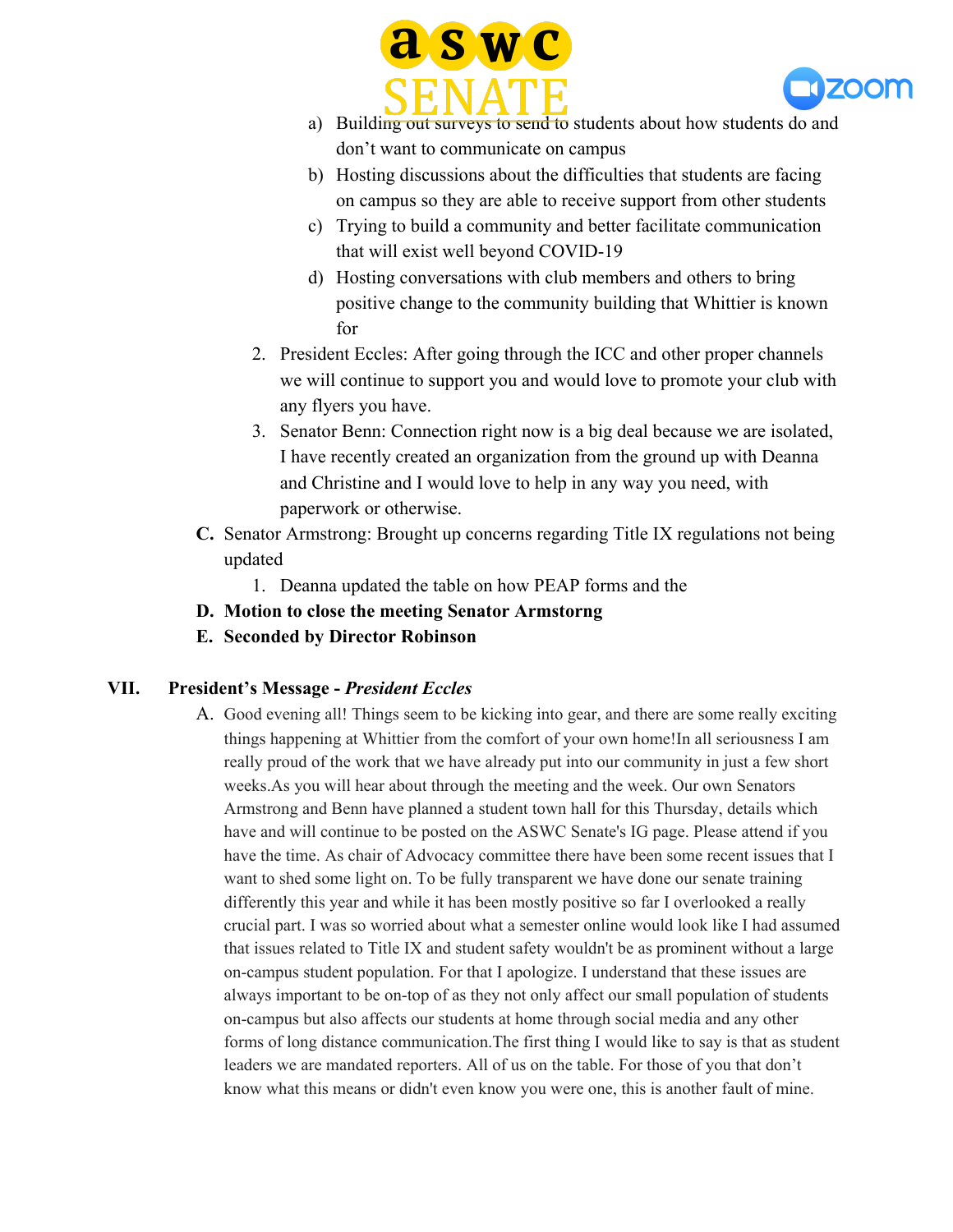a) Building out surveys to send to students about how students do and don't want to communicate on campus
b) Hosting discussions about the difficulties that students are facing on campus so they are able to receive support from other students
c) Trying to build a community and better facilitate communication that will exist well beyond COVID-19
d) Hosting conversations with club members and others to bring positive change to the community building that Whittier is known for

2. President Eccles: After going through the ICC and other proper channels we will continue to support you and would love to promote your club with any flyers you have.
3. Senator Benn: Connection right now is a big deal because we are isolated, I have recently created an organization from the ground up with Deanna and Christine and I would love to help in any way you need, with paperwork or otherwise.

C. Senator Armstrong: Brought up concerns regarding Title IX regulations not being updated
   1. Deanna updated the table on how PEAP forms and the

**D. Motion to close the meeting Senator Armstorng**

**E. Seconded by Director Robinson**

## VII. President's Message - *President Eccles*

A. Good evening all! Things seem to be kicking into gear, and there are some really exciting things happening at Whittier from the comfort of your own home!In all seriousness I am really proud of the work that we have already put into our community in just a few short weeks.As you will hear about through the meeting and the week. Our own Senators Armstrong and Benn have planned a student town hall for this Thursday, details which have and will continue to be posted on the ASWC Senate's IG page. Please attend if you have the time. As chair of Advocacy committee there have been some recent issues that I want to shed some light on. To be fully transparent we have done our senate training differently this year and while it has been mostly positive so far I overlooked a really crucial part. I was so worried about what a semester online would look like I had assumed that issues related to Title IX and student safety wouldn't be as prominent without a large on-campus student population. For that I apologize. I understand that these issues are always important to be on-top of as they not only affect our small population of students on-campus but also affects our students at home through social media and any other forms of long distance communication.The first thing I would like to say is that as student leaders we are mandated reporters. All of us on the table. For those of you that don't know what this means or didn't even know you were one, this is another fault of mine.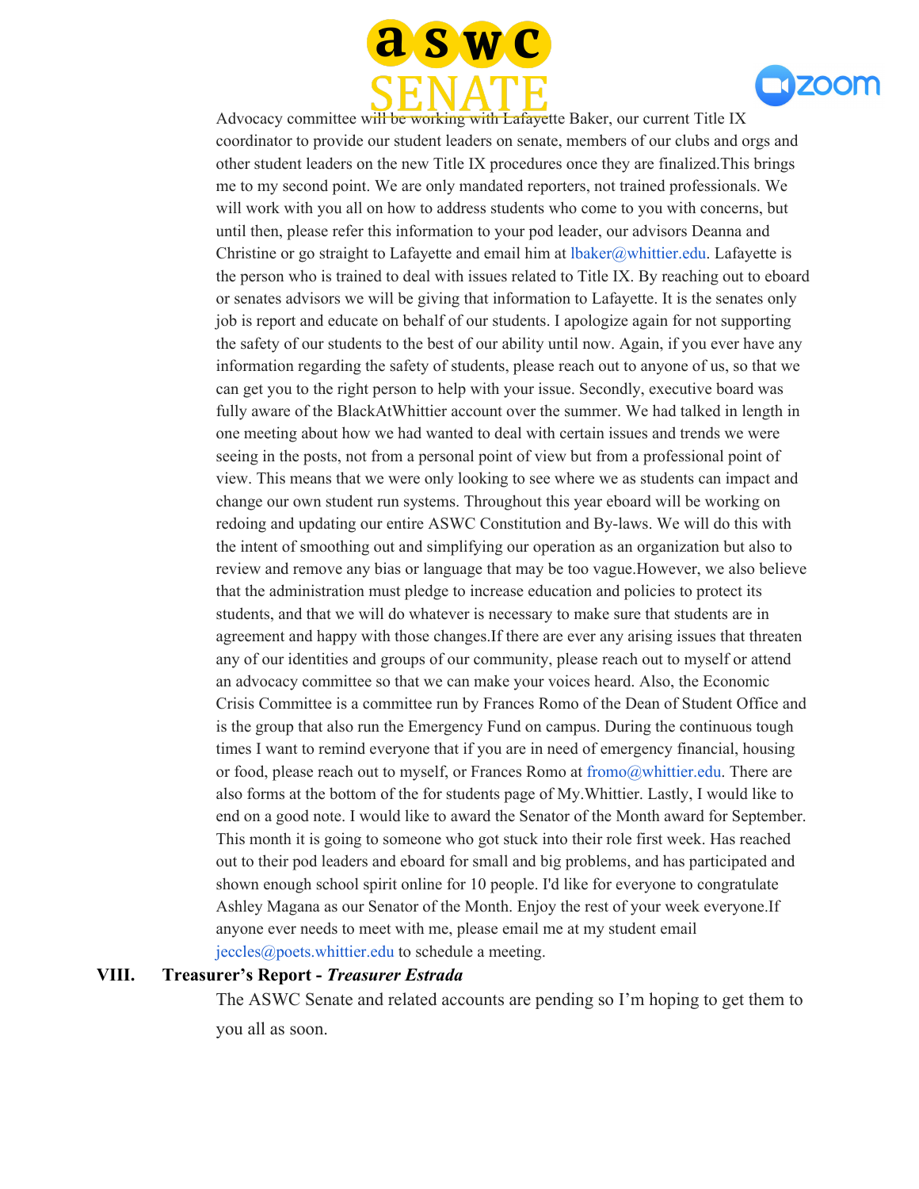Advocacy committee will be working with Lafayette Baker, our current Title IX coordinator to provide our student leaders on senate, members of our clubs and orgs and other student leaders on the new Title IX procedures once they are finalized.This brings me to my second point. We are only mandated reporters, not trained professionals. We will work with you all on how to address students who come to you with concerns, but until then, please refer this information to your pod leader, our advisors Deanna and Christine or go straight to Lafayette and email him at lbaker@whittier.edu. Lafayette is the person who is trained to deal with issues related to Title IX. By reaching out to eboard or senates advisors we will be giving that information to Lafayette. It is the senates only job is report and educate on behalf of our students. I apologize again for not supporting the safety of our students to the best of our ability until now. Again, if you ever have any information regarding the safety of students, please reach out to anyone of us, so that we can get you to the right person to help with your issue. Secondly, executive board was fully aware of the BlackAtWhittier account over the summer. We had talked in length in one meeting about how we had wanted to deal with certain issues and trends we were seeing in the posts, not from a personal point of view but from a professional point of view. This means that we were only looking to see where we as students can impact and change our own student run systems. Throughout this year eboard will be working on redoing and updating our entire ASWC Constitution and By-laws. We will do this with the intent of smoothing out and simplifying our operation as an organization but also to review and remove any bias or language that may be too vague.However, we also believe that the administration must pledge to increase education and policies to protect its students, and that we will do whatever is necessary to make sure that students are in agreement and happy with those changes.If there are ever any arising issues that threaten any of our identities and groups of our community, please reach out to myself or attend an advocacy committee so that we can make your voices heard. Also, the Economic Crisis Committee is a committee run by Frances Romo of the Dean of Student Office and is the group that also run the Emergency Fund on campus. During the continuous tough times I want to remind everyone that if you are in need of emergency financial, housing or food, please reach out to myself, or Frances Romo at fromo@whittier.edu. There are also forms at the bottom of the for students page of My.Whittier. Lastly, I would like to end on a good note. I would like to award the Senator of the Month award for September. This month it is going to someone who got stuck into their role first week. Has reached out to their pod leaders and eboard for small and big problems, and has participated and shown enough school spirit online for 10 people. I'd like for everyone to congratulate Ashley Magana as our Senator of the Month. Enjoy the rest of your week everyone.If anyone ever needs to meet with me, please email me at my student email jeccles@poets.whittier.edu to schedule a meeting.

## VIII. Treasurer's Report - *Treasurer Estrada*

The ASWC Senate and related accounts are pending so I'm hoping to get them to you all as soon.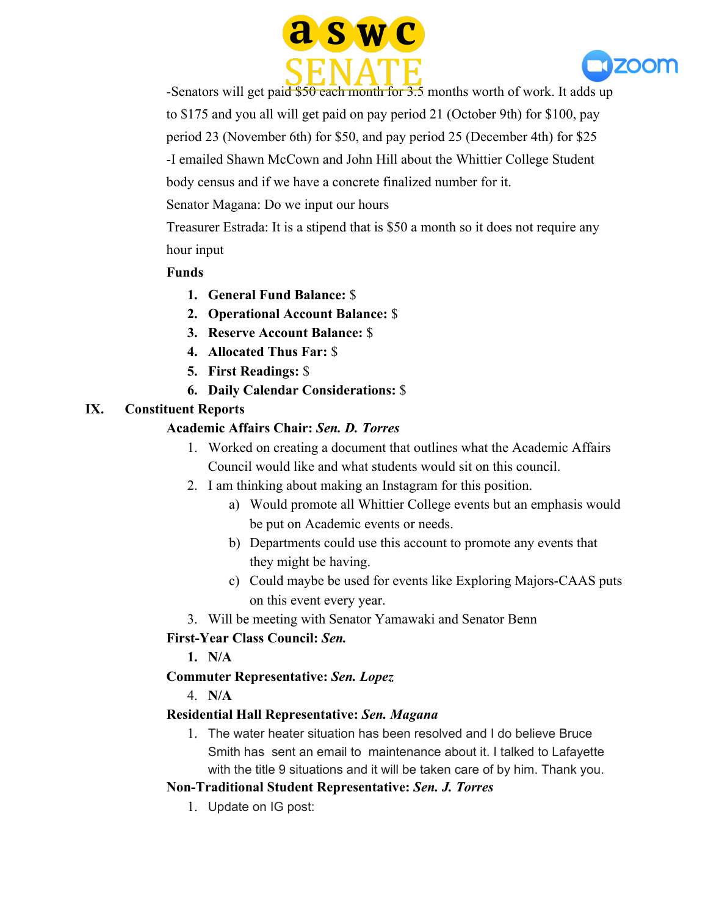-Senators will get paid $50 each month for 3.5 months worth of work. It adds up to $175 and you all will get paid on pay period 21 (October 9th) for $100, pay period 23 (November 6th) for $50, and pay period 25 (December 4th) for $25

-I emailed Shawn McCown and John Hill about the Whittier College Student body census and if we have a concrete finalized number for it.

Senator Magana: Do we input our hours

Treasurer Estrada: It is a stipend that is $50 a month so it does not require any hour input

**Funds**

1. **General Fund Balance:** $
2. **Operational Account Balance:** $
3. **Reserve Account Balance:** $
4. **Allocated Thus Far:** $
5. **First Readings:** $
6. **Daily Calendar Considerations:** $

## IX. Constituent Reports

**Academic Affairs Chair:** ***Sen. D. Torres***

1. Worked on creating a document that outlines what the Academic Affairs Council would like and what students would sit on this council.
2. I am thinking about making an Instagram for this position.
    a) Would promote all Whittier College events but an emphasis would be put on Academic events or needs.
    b) Departments could use this account to promote any events that they might be having.
    c) Could maybe be used for events like Exploring Majors-CAAS puts on this event every year.
3. Will be meeting with Senator Yamawaki and Senator Benn

**First-Year Class Council:** ***Sen.***

1. **N/A**

**Commuter Representative:** ***Sen. Lopez***

4. **N/A**

**Residential Hall Representative:** ***Sen. Magana***

1. The water heater situation has been resolved and I do believe Bruce Smith has sent an email to maintenance about it. I talked to Lafayette with the title 9 situations and it will be taken care of by him. Thank you.

**Non-Traditional Student Representative:** ***Sen. J. Torres***

1. Update on IG post: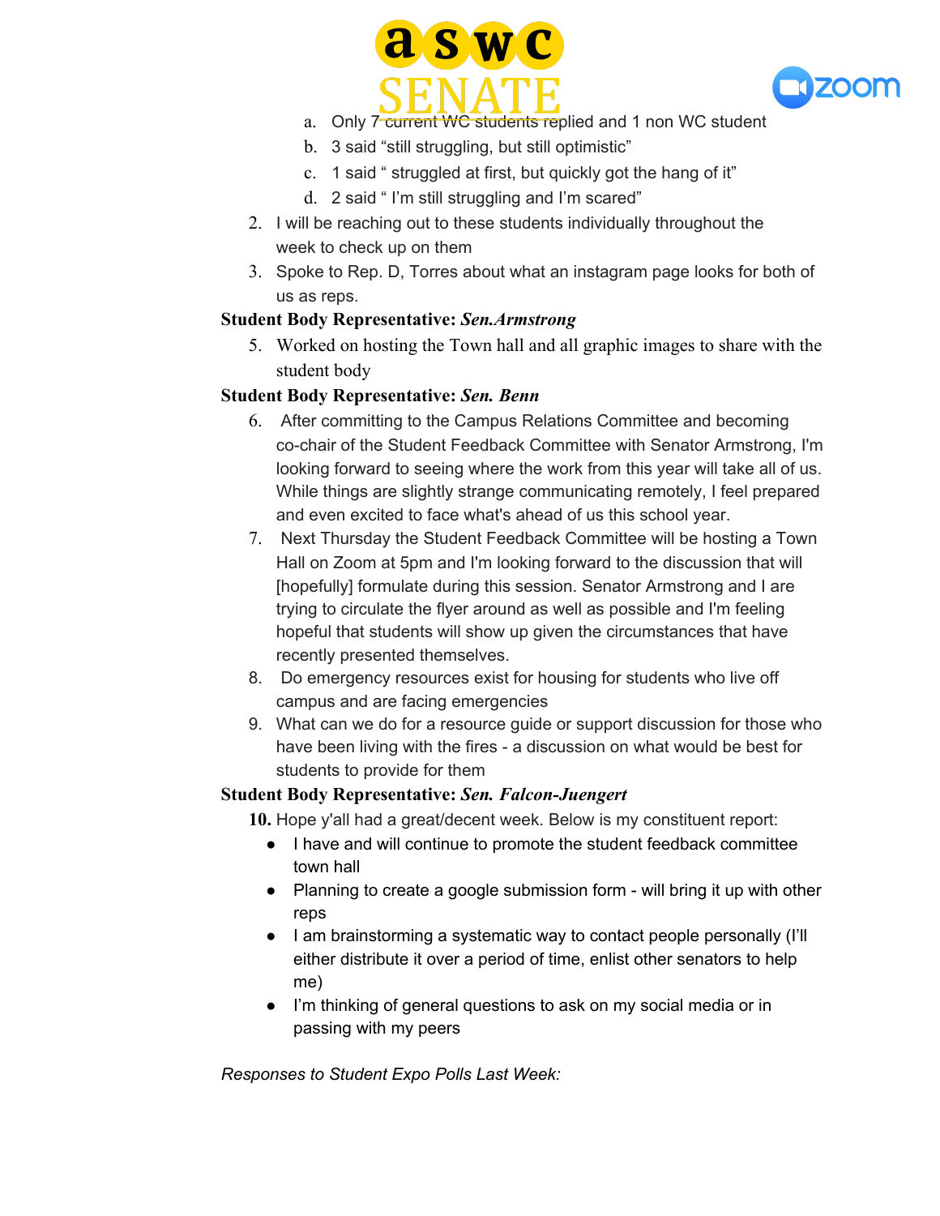a. Only 7 current WC students replied and 1 non WC student
b. 3 said "still struggling, but still optimistic"
c. 1 said " struggled at first, but quickly got the hang of it"
d. 2 said " I'm still struggling and I'm scared"

2. I will be reaching out to these students individually throughout the week to check up on them
3. Spoke to Rep. D, Torres about what an instagram page looks for both of us as reps.

**Student Body Representative: *Sen.Armstrong***

5. Worked on hosting the Town hall and all graphic images to share with the student body

**Student Body Representative: *Sen. Benn***

6. After committing to the Campus Relations Committee and becoming co-chair of the Student Feedback Committee with Senator Armstrong, I'm looking forward to seeing where the work from this year will take all of us. While things are slightly strange communicating remotely, I feel prepared and even excited to face what's ahead of us this school year.
7. Next Thursday the Student Feedback Committee will be hosting a Town Hall on Zoom at 5pm and I'm looking forward to the discussion that will [hopefully] formulate during this session. Senator Armstrong and I are trying to circulate the flyer around as well as possible and I'm feeling hopeful that students will show up given the circumstances that have recently presented themselves.
8. Do emergency resources exist for housing for students who live off campus and are facing emergencies
9. What can we do for a resource guide or support discussion for those who have been living with the fires - a discussion on what would be best for students to provide for them

**Student Body Representative: *Sen. Falcon-Juengert***

10. Hope y'all had a great/decent week. Below is my constituent report:
    - I have and will continue to promote the student feedback committee town hall
    - Planning to create a google submission form - will bring it up with other reps
    - I am brainstorming a systematic way to contact people personally (I'll either distribute it over a period of time, enlist other senators to help me)
    - I'm thinking of general questions to ask on my social media or in passing with my peers

*Responses to Student Expo Polls Last Week:*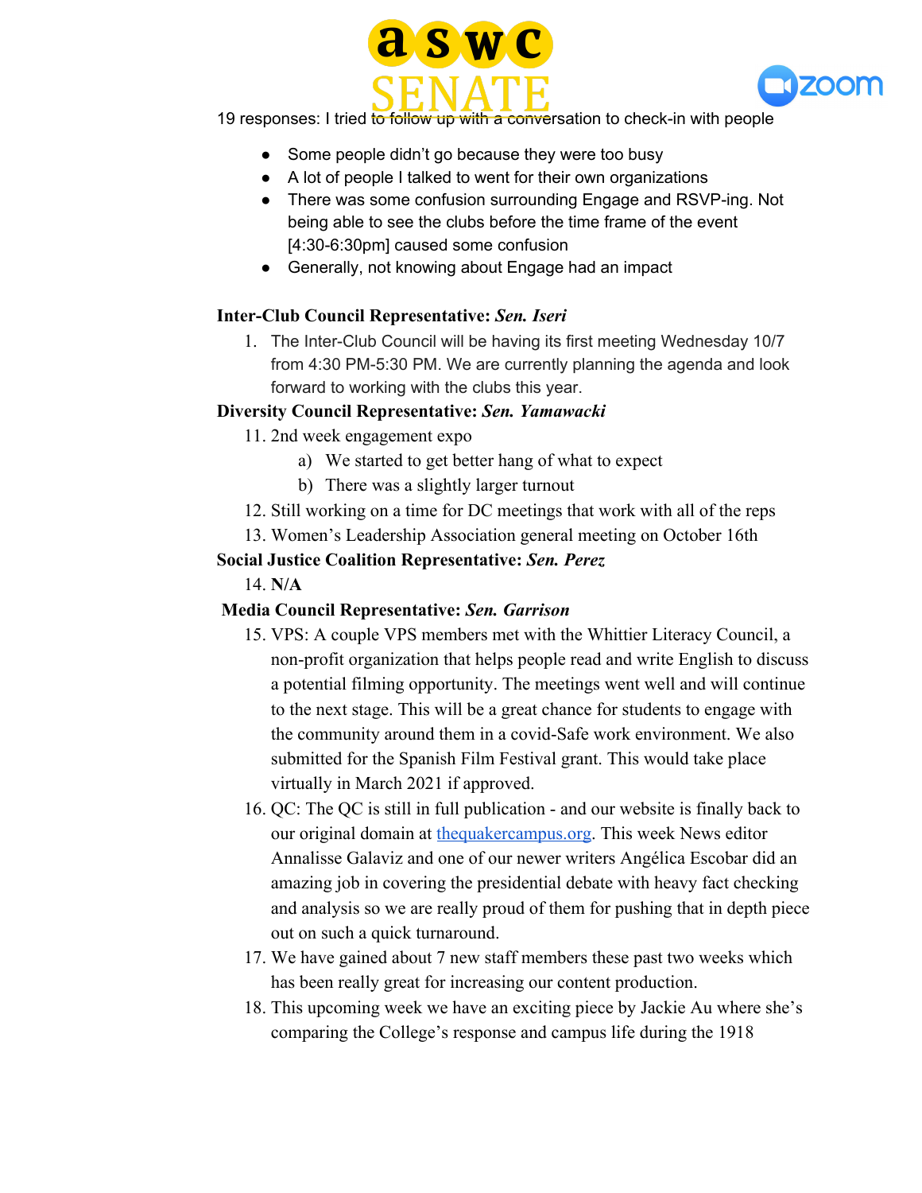19 responses: I tried to follow up with a conversation to check-in with people

- Some people didn't go because they were too busy
- A lot of people I talked to went for their own organizations
- There was some confusion surrounding Engage and RSVP-ing. Not being able to see the clubs before the time frame of the event [4:30-6:30pm] caused some confusion
- Generally, not knowing about Engage had an impact

**Inter-Club Council Representative: *Sen. Iseri***

1. The Inter-Club Council will be having its first meeting Wednesday 10/7 from 4:30 PM-5:30 PM. We are currently planning the agenda and look forward to working with the clubs this year.

**Diversity Council Representative: *Sen. Yamawacki***

11. 2nd week engagement expo
    a) We started to get better hang of what to expect
    b) There was a slightly larger turnout
12. Still working on a time for DC meetings that work with all of the reps
13. Women's Leadership Association general meeting on October 16th

**Social Justice Coalition Representative: *Sen. Perez***

14. **N/A**

**Media Council Representative: *Sen. Garrison***

15. VPS: A couple VPS members met with the Whittier Literacy Council, a non-profit organization that helps people read and write English to discuss a potential filming opportunity. The meetings went well and will continue to the next stage. This will be a great chance for students to engage with the community around them in a covid-Safe work environment. We also submitted for the Spanish Film Festival grant. This would take place virtually in March 2021 if approved.
16. QC: The QC is still in full publication - and our website is finally back to our original domain at [thequakercampus.org](thequakercampus.org). This week News editor Annalisse Galaviz and one of our newer writers Angélica Escobar did an amazing job in covering the presidential debate with heavy fact checking and analysis so we are really proud of them for pushing that in depth piece out on such a quick turnaround.
17. We have gained about 7 new staff members these past two weeks which has been really great for increasing our content production.
18. This upcoming week we have an exciting piece by Jackie Au where she's comparing the College's response and campus life during the 1918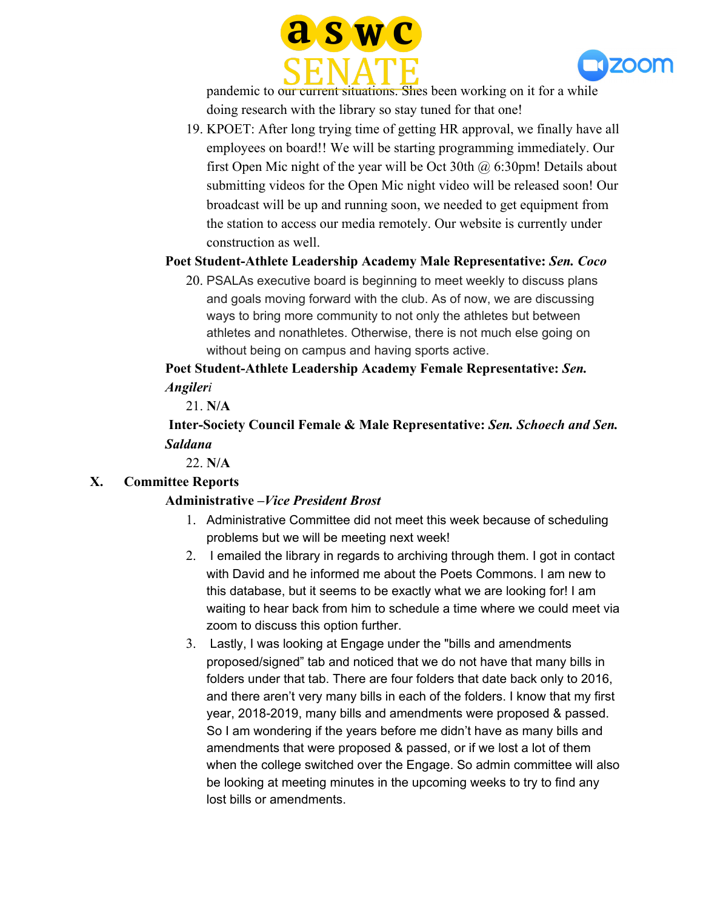pandemic to our current situations. Shes been working on it for a while doing research with the library so stay tuned for that one!

19. KPOET: After long trying time of getting HR approval, we finally have all employees on board!! We will be starting programming immediately. Our first Open Mic night of the year will be Oct 30th @ 6:30pm! Details about submitting videos for the Open Mic night video will be released soon! Our broadcast will be up and running soon, we needed to get equipment from the station to access our media remotely. Our website is currently under construction as well.

**Poet Student-Athlete Leadership Academy Male Representative: *Sen. Coco***

20. PSALAs executive board is beginning to meet weekly to discuss plans and goals moving forward with the club. As of now, we are discussing ways to bring more community to not only the athletes but between athletes and nonathletes. Otherwise, there is not much else going on without being on campus and having sports active.

**Poet Student-Athlete Leadership Academy Female Representative: *Sen. Angileri***

21. **N/A**

**Inter-Society Council Female & Male Representative: *Sen. Schoech and Sen. Saldana***

22. **N/A**

## X. Committee Reports

**Administrative –*Vice President Brost***

1. Administrative Committee did not meet this week because of scheduling problems but we will be meeting next week!
2. I emailed the library in regards to archiving through them. I got in contact with David and he informed me about the Poets Commons. I am new to this database, but it seems to be exactly what we are looking for! I am waiting to hear back from him to schedule a time where we could meet via zoom to discuss this option further.
3. Lastly, I was looking at Engage under the "bills and amendments proposed/signed" tab and noticed that we do not have that many bills in folders under that tab. There are four folders that date back only to 2016, and there aren't very many bills in each of the folders. I know that my first year, 2018-2019, many bills and amendments were proposed & passed. So I am wondering if the years before me didn't have as many bills and amendments that were proposed & passed, or if we lost a lot of them when the college switched over the Engage. So admin committee will also be looking at meeting minutes in the upcoming weeks to try to find any lost bills or amendments.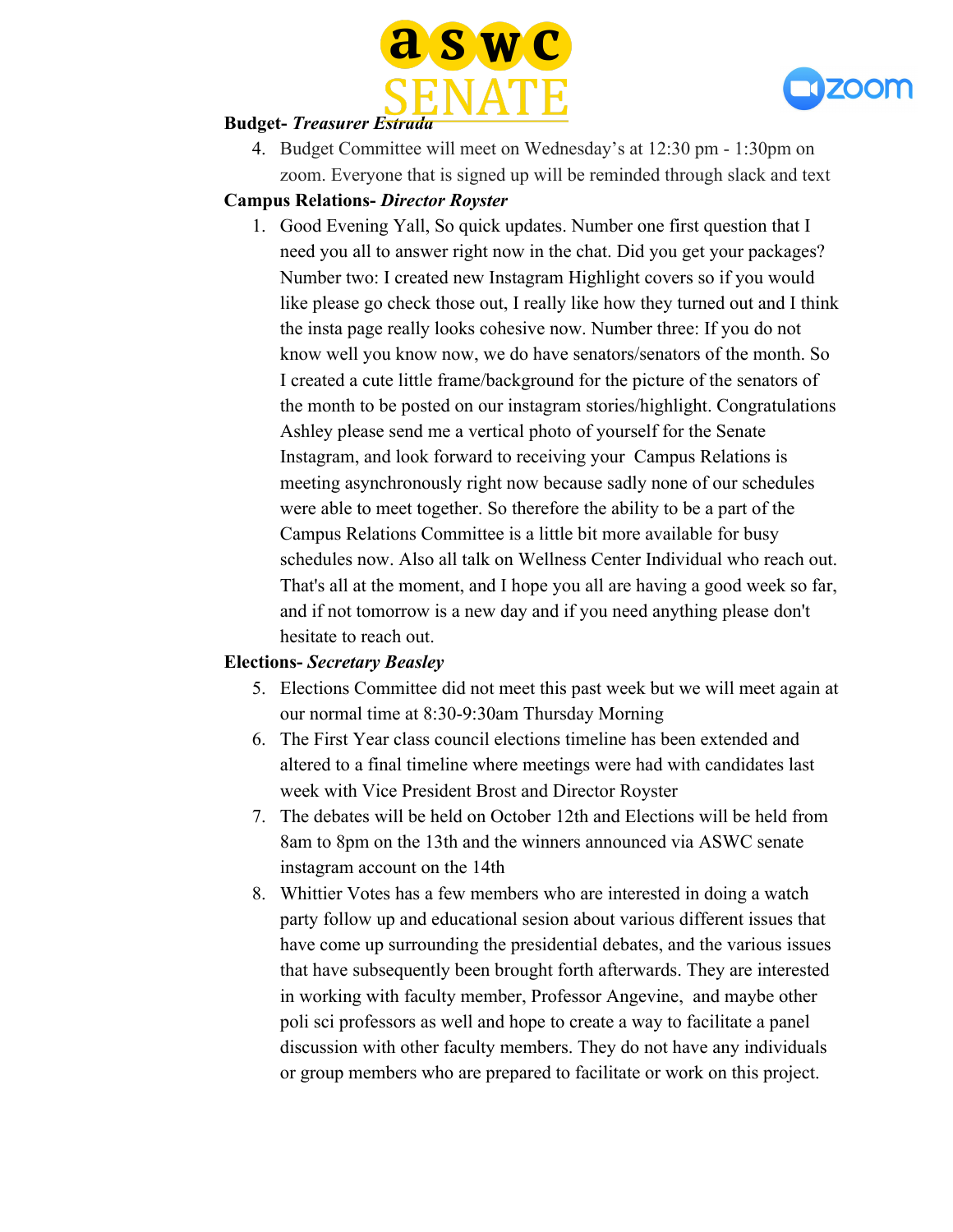**Budget- *Treasurer Estrada***

4. Budget Committee will meet on Wednesday's at 12:30 pm - 1:30pm on zoom. Everyone that is signed up will be reminded through slack and text

**Campus Relations- *Director Royster***

1. Good Evening Yall, So quick updates. Number one first question that I need you all to answer right now in the chat. Did you get your packages? Number two: I created new Instagram Highlight covers so if you would like please go check those out, I really like how they turned out and I think the insta page really looks cohesive now. Number three: If you do not know well you know now, we do have senators/senators of the month. So I created a cute little frame/background for the picture of the senators of the month to be posted on our instagram stories/highlight. Congratulations Ashley please send me a vertical photo of yourself for the Senate Instagram, and look forward to receiving your  Campus Relations is meeting asynchronously right now because sadly none of our schedules were able to meet together. So therefore the ability to be a part of the Campus Relations Committee is a little bit more available for busy schedules now. Also all talk on Wellness Center Individual who reach out. That's all at the moment, and I hope you all are having a good week so far, and if not tomorrow is a new day and if you need anything please don't hesitate to reach out.

**Elections- *Secretary Beasley***

5. Elections Committee did not meet this past week but we will meet again at our normal time at 8:30-9:30am Thursday Morning
6. The First Year class council elections timeline has been extended and altered to a final timeline where meetings were had with candidates last week with Vice President Brost and Director Royster
7. The debates will be held on October 12th and Elections will be held from 8am to 8pm on the 13th and the winners announced via ASWC senate instagram account on the 14th
8. Whittier Votes has a few members who are interested in doing a watch party follow up and educational sesion about various different issues that have come up surrounding the presidential debates, and the various issues that have subsequently been brought forth afterwards. They are interested in working with faculty member, Professor Angevine,  and maybe other poli sci professors as well and hope to create a way to facilitate a panel discussion with other faculty members. They do not have any individuals or group members who are prepared to facilitate or work on this project.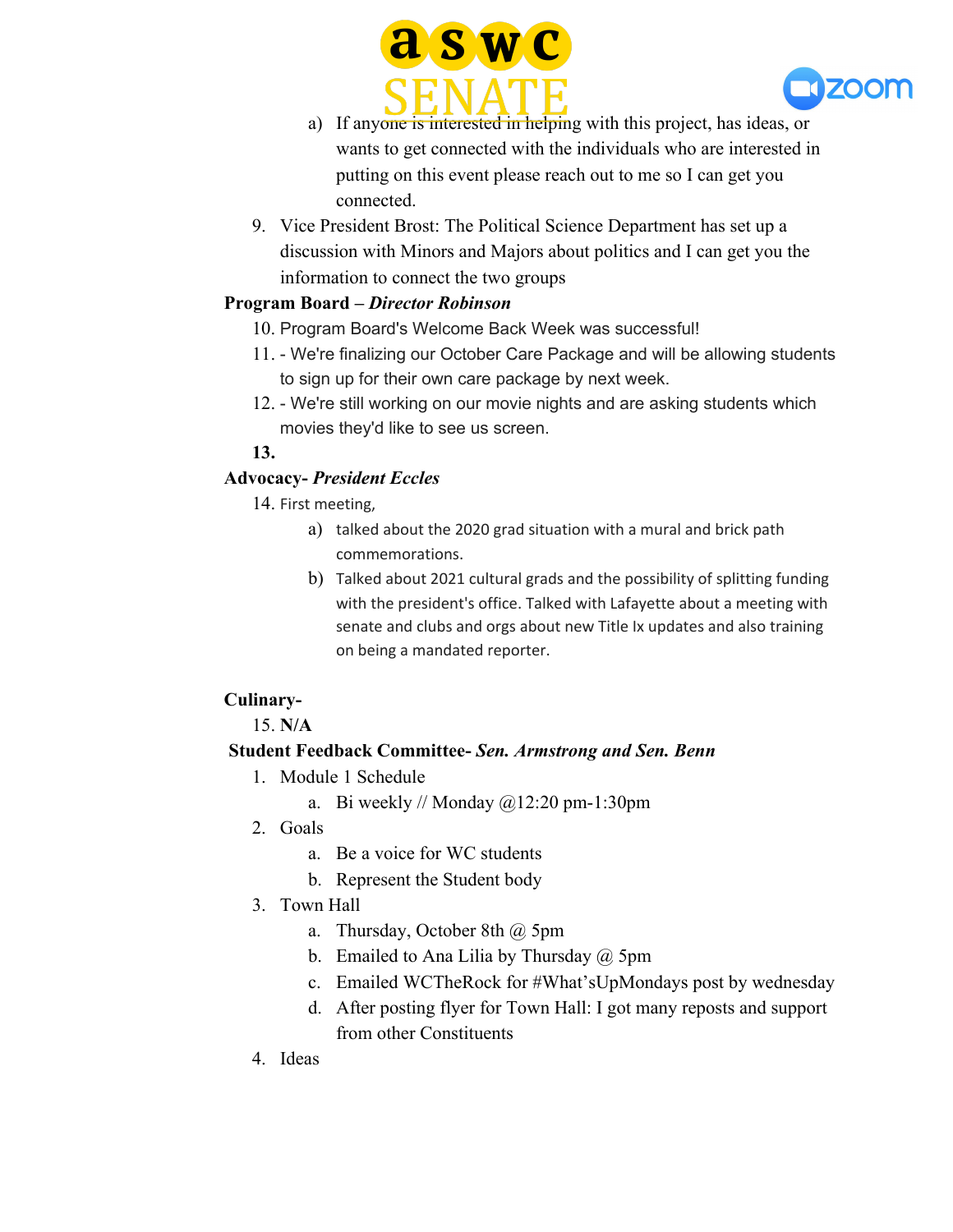a) If anyone is interested in helping with this project, has ideas, or wants to get connected with the individuals who are interested in putting on this event please reach out to me so I can get you connected.

9. Vice President Brost: The Political Science Department has set up a discussion with Minors and Majors about politics and I can get you the information to connect the two groups

**Program Board – *Director Robinson***

10. Program Board's Welcome Back Week was successful!
11. - We're finalizing our October Care Package and will be allowing students to sign up for their own care package by next week.
12. - We're still working on our movie nights and are asking students which movies they'd like to see us screen.
13. 

**Advocacy- *President Eccles***

14. First meeting,
    a) talked about the 2020 grad situation with a mural and brick path commemorations.
    b) Talked about 2021 cultural grads and the possibility of splitting funding with the president's office. Talked with Lafayette about a meeting with senate and clubs and orgs about new Title Ix updates and also training on being a mandated reporter.

**Culinary-**

15. **N/A**

**Student Feedback Committee- *Sen. Armstrong and Sen. Benn***

1. Module 1 Schedule
    a. Bi weekly // Monday @12:20 pm-1:30pm
2. Goals
    a. Be a voice for WC students
    b. Represent the Student body
3. Town Hall
    a. Thursday, October 8th @ 5pm
    b. Emailed to Ana Lilia by Thursday @ 5pm
    c. Emailed WCTheRock for #What'sUpMondays post by wednesday
    d. After posting flyer for Town Hall: I got many reposts and support from other Constituents
4. Ideas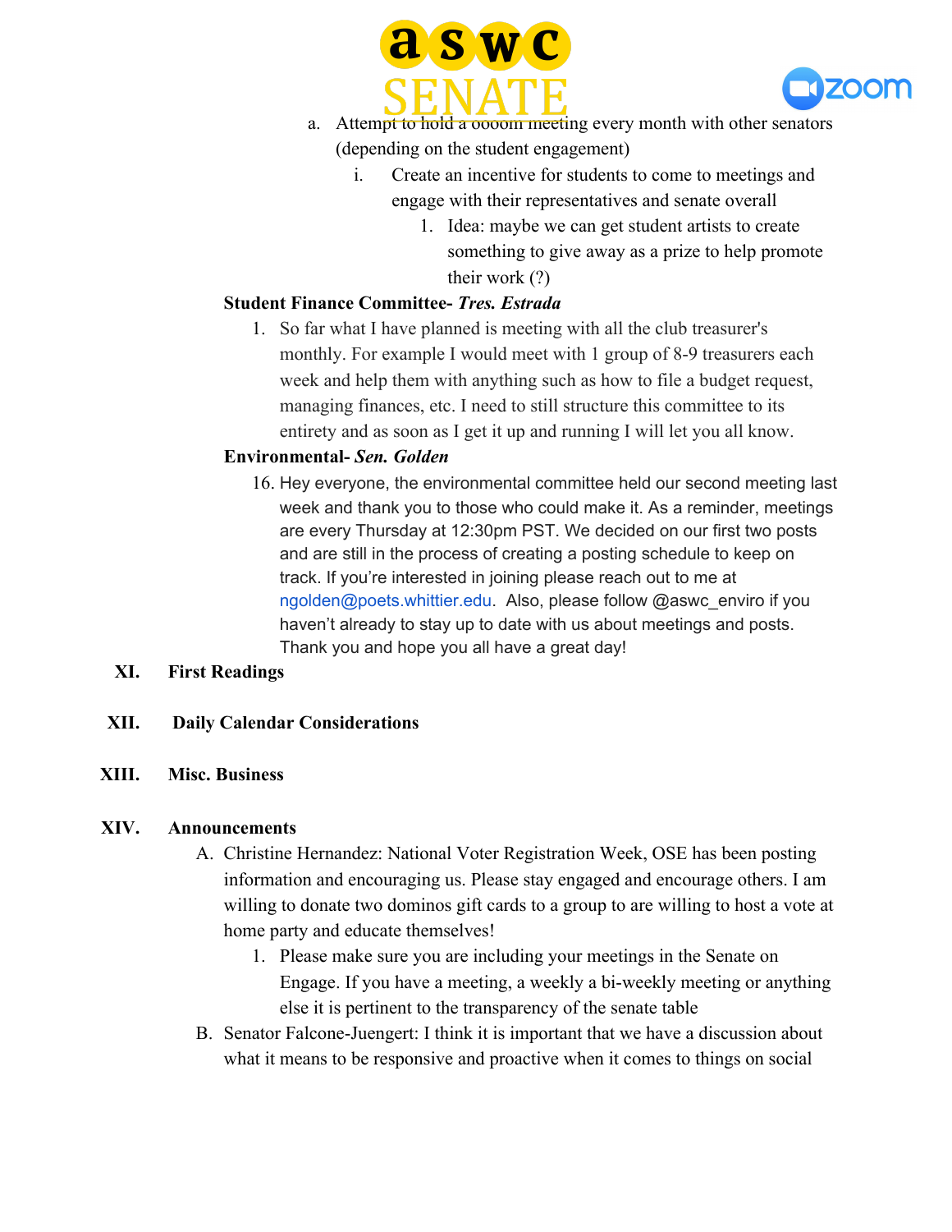a. Attempt to hold a ooooom meeting every month with other senators (depending on the student engagement)
    i. Create an incentive for students to come to meetings and engage with their representatives and senate overall
        1. Idea: maybe we can get student artists to create something to give away as a prize to help promote their work (?)

**Student Finance Committee- *Tres. Estrada***

1. So far what I have planned is meeting with all the club treasurer's monthly. For example I would meet with 1 group of 8-9 treasurers each week and help them with anything such as how to file a budget request, managing finances, etc. I need to still structure this committee to its entirety and as soon as I get it up and running I will let you all know.

**Environmental- *Sen. Golden***

16. Hey everyone, the environmental committee held our second meeting last week and thank you to those who could make it. As a reminder, meetings are every Thursday at 12:30pm PST. We decided on our first two posts and are still in the process of creating a posting schedule to keep on track. If you're interested in joining please reach out to me at ngolden@poets.whittier.edu. Also, please follow @aswc_enviro if you haven't already to stay up to date with us about meetings and posts. Thank you and hope you all have a great day!

## XI. First Readings

## XII. Daily Calendar Considerations

## XIII. Misc. Business

## XIV. Announcements

A. Christine Hernandez: National Voter Registration Week, OSE has been posting information and encouraging us. Please stay engaged and encourage others. I am willing to donate two dominos gift cards to a group to are willing to host a vote at home party and educate themselves!
    1. Please make sure you are including your meetings in the Senate on Engage. If you have a meeting, a weekly a bi-weekly meeting or anything else it is pertinent to the transparency of the senate table

B. Senator Falcone-Juengert: I think it is important that we have a discussion about what it means to be responsive and proactive when it comes to things on social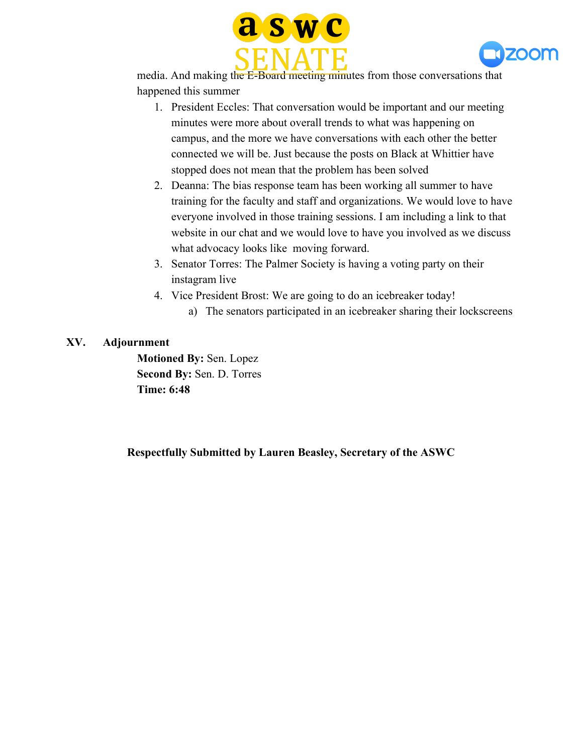media. And making the E-Board meeting minutes from those conversations that happened this summer

1. President Eccles: That conversation would be important and our meeting minutes were more about overall trends to what was happening on campus, and the more we have conversations with each other the better connected we will be. Just because the posts on Black at Whittier have stopped does not mean that the problem has been solved
2. Deanna: The bias response team has been working all summer to have training for the faculty and staff and organizations. We would love to have everyone involved in those training sessions. I am including a link to that website in our chat and we would love to have you involved as we discuss what advocacy looks like moving forward.
3. Senator Torres: The Palmer Society is having a voting party on their instagram live
4. Vice President Brost: We are going to do an icebreaker today!
   a) The senators participated in an icebreaker sharing their lockscreens

## XV. Adjournment

**Motioned By:** Sen. Lopez
**Second By:** Sen. D. Torres
**Time: 6:48**

**Respectfully Submitted by Lauren Beasley, Secretary of the ASWC**